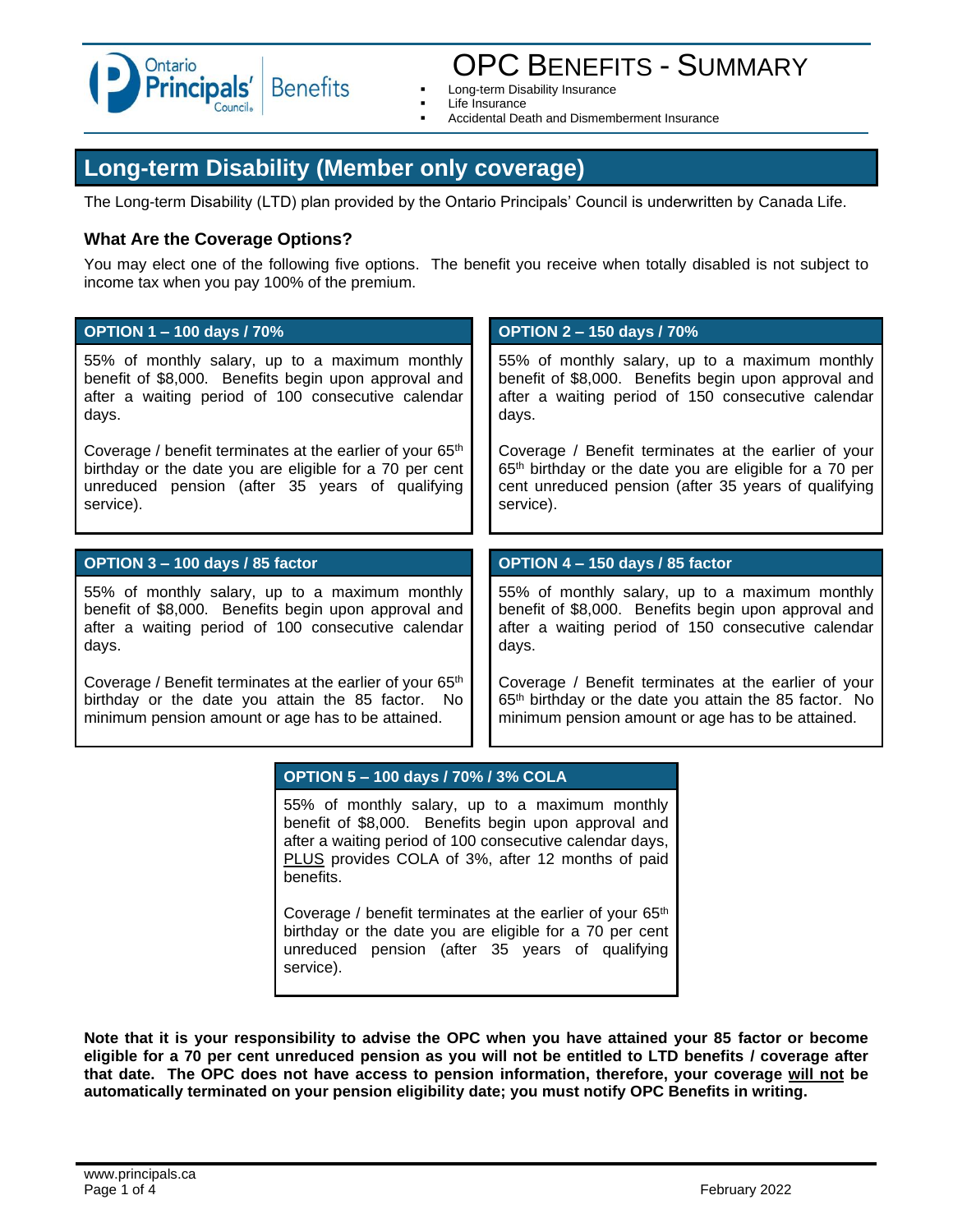# OPC Benefits - Summary

- Long-term Disability Insurance
- Life Insurance
- Accidental Death and Dismemberment Insurance

## Long-term Disability (Member only coverage)

The Long-term Disability (LTD) plan provided by the Ontario Principals' Council is underwritten by Canada Life.

### What Are the Coverage Options?

You may elect one of the following five options. The benefit you receive when totally disabled is not subject to income tax when you pay 100% of the premium.

#### OPTION 1 – 100 days / 70%

55% of monthly salary, up to a maximum monthly benefit of $8,000. Benefits begin upon approval and after a waiting period of 100 consecutive calendar days.

Coverage / benefit terminates at the earlier of your 65th birthday or the date you are eligible for a 70 per cent unreduced pension (after 35 years of qualifying service).

#### OPTION 2 – 150 days / 70%

55% of monthly salary, up to a maximum monthly benefit of $8,000. Benefits begin upon approval and after a waiting period of 150 consecutive calendar days.

Coverage / Benefit terminates at the earlier of your 65th birthday or the date you are eligible for a 70 per cent unreduced pension (after 35 years of qualifying service).

#### OPTION 3 – 100 days / 85 factor

55% of monthly salary, up to a maximum monthly benefit of $8,000. Benefits begin upon approval and after a waiting period of 100 consecutive calendar days.

Coverage / Benefit terminates at the earlier of your 65th birthday or the date you attain the 85 factor. No minimum pension amount or age has to be attained.

#### OPTION 4 – 150 days / 85 factor

55% of monthly salary, up to a maximum monthly benefit of $8,000. Benefits begin upon approval and after a waiting period of 150 consecutive calendar days.

Coverage / Benefit terminates at the earlier of your 65th birthday or the date you attain the 85 factor. No minimum pension amount or age has to be attained.

#### OPTION 5 – 100 days / 70% / 3% COLA

55% of monthly salary, up to a maximum monthly benefit of $8,000. Benefits begin upon approval and after a waiting period of 100 consecutive calendar days, PLUS provides COLA of 3%, after 12 months of paid benefits.

Coverage / benefit terminates at the earlier of your 65th birthday or the date you are eligible for a 70 per cent unreduced pension (after 35 years of qualifying service).

**Note that it is your responsibility to advise the OPC when you have attained your 85 factor or become eligible for a 70 per cent unreduced pension as you will not be entitled to LTD benefits / coverage after that date. The OPC does not have access to pension information, therefore, your coverage will not be automatically terminated on your pension eligibility date; you must notify OPC Benefits in writing.**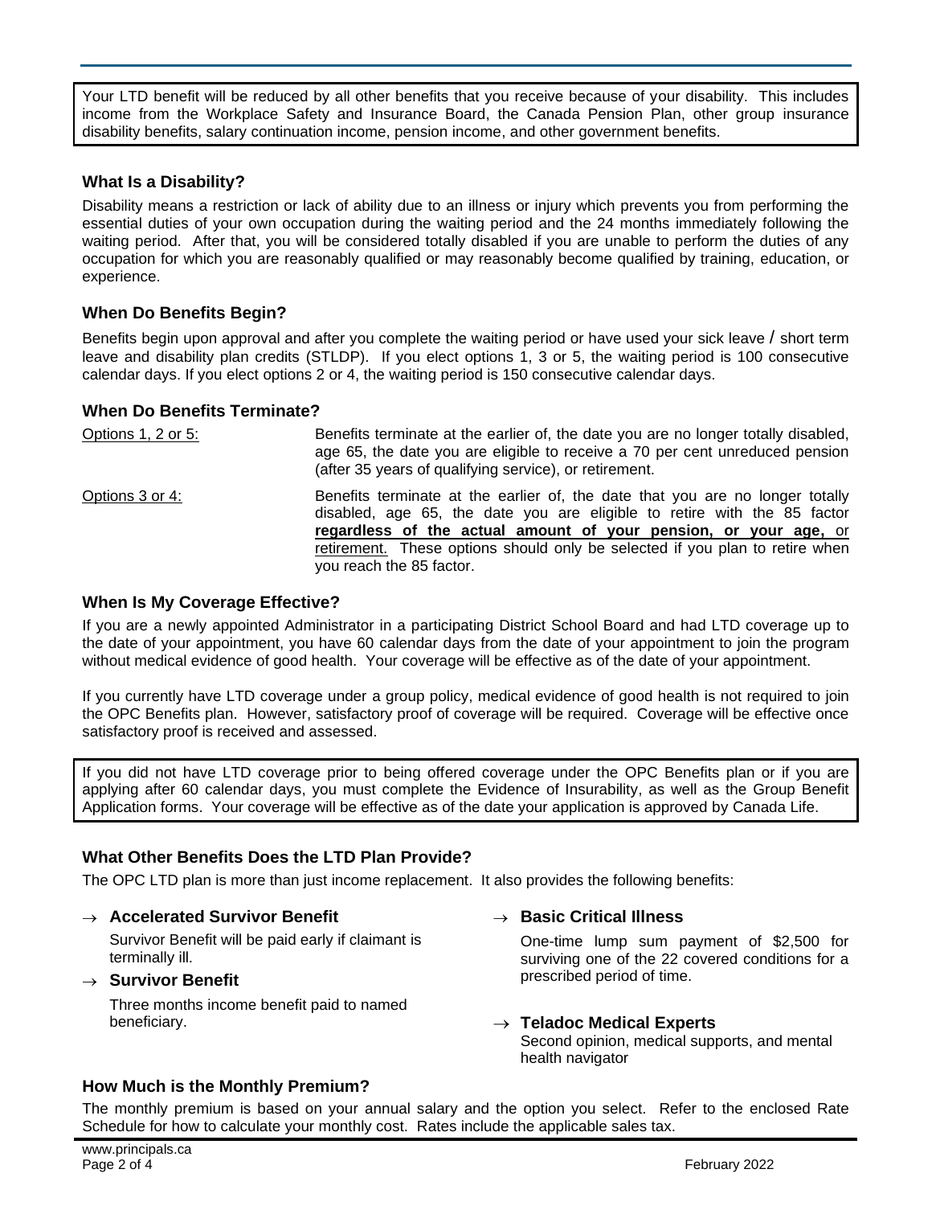Your LTD benefit will be reduced by all other benefits that you receive because of your disability. This includes income from the Workplace Safety and Insurance Board, the Canada Pension Plan, other group insurance disability benefits, salary continuation income, pension income, and other government benefits.

### What Is a Disability?

Disability means a restriction or lack of ability due to an illness or injury which prevents you from performing the essential duties of your own occupation during the waiting period and the 24 months immediately following the waiting period. After that, you will be considered totally disabled if you are unable to perform the duties of any occupation for which you are reasonably qualified or may reasonably become qualified by training, education, or experience.

### When Do Benefits Begin?

Benefits begin upon approval and after you complete the waiting period or have used your sick leave / short term leave and disability plan credits (STLDP). If you elect options 1, 3 or 5, the waiting period is 100 consecutive calendar days. If you elect options 2 or 4, the waiting period is 150 consecutive calendar days.

### When Do Benefits Terminate?

Options 1, 2 or 5: Benefits terminate at the earlier of, the date you are no longer totally disabled, age 65, the date you are eligible to receive a 70 per cent unreduced pension (after 35 years of qualifying service), or retirement.

Options 3 or 4: Benefits terminate at the earlier of, the date that you are no longer totally disabled, age 65, the date you are eligible to retire with the 85 factor **regardless of the actual amount of your pension, or your age,** or retirement. These options should only be selected if you plan to retire when you reach the 85 factor.

### When Is My Coverage Effective?

If you are a newly appointed Administrator in a participating District School Board and had LTD coverage up to the date of your appointment, you have 60 calendar days from the date of your appointment to join the program without medical evidence of good health. Your coverage will be effective as of the date of your appointment.

If you currently have LTD coverage under a group policy, medical evidence of good health is not required to join the OPC Benefits plan. However, satisfactory proof of coverage will be required. Coverage will be effective once satisfactory proof is received and assessed.

If you did not have LTD coverage prior to being offered coverage under the OPC Benefits plan or if you are applying after 60 calendar days, you must complete the Evidence of Insurability, as well as the Group Benefit Application forms. Your coverage will be effective as of the date your application is approved by Canada Life.

### What Other Benefits Does the LTD Plan Provide?

The OPC LTD plan is more than just income replacement. It also provides the following benefits:

- → **Accelerated Survivor Benefit**
  Survivor Benefit will be paid early if claimant is terminally ill.
- → **Survivor Benefit**
  Three months income benefit paid to named beneficiary.
- → **Basic Critical Illness**
  One-time lump sum payment of $2,500 for surviving one of the 22 covered conditions for a prescribed period of time.
- → **Teladoc Medical Experts**
  Second opinion, medical supports, and mental health navigator

### How Much is the Monthly Premium?

The monthly premium is based on your annual salary and the option you select. Refer to the enclosed Rate Schedule for how to calculate your monthly cost. Rates include the applicable sales tax.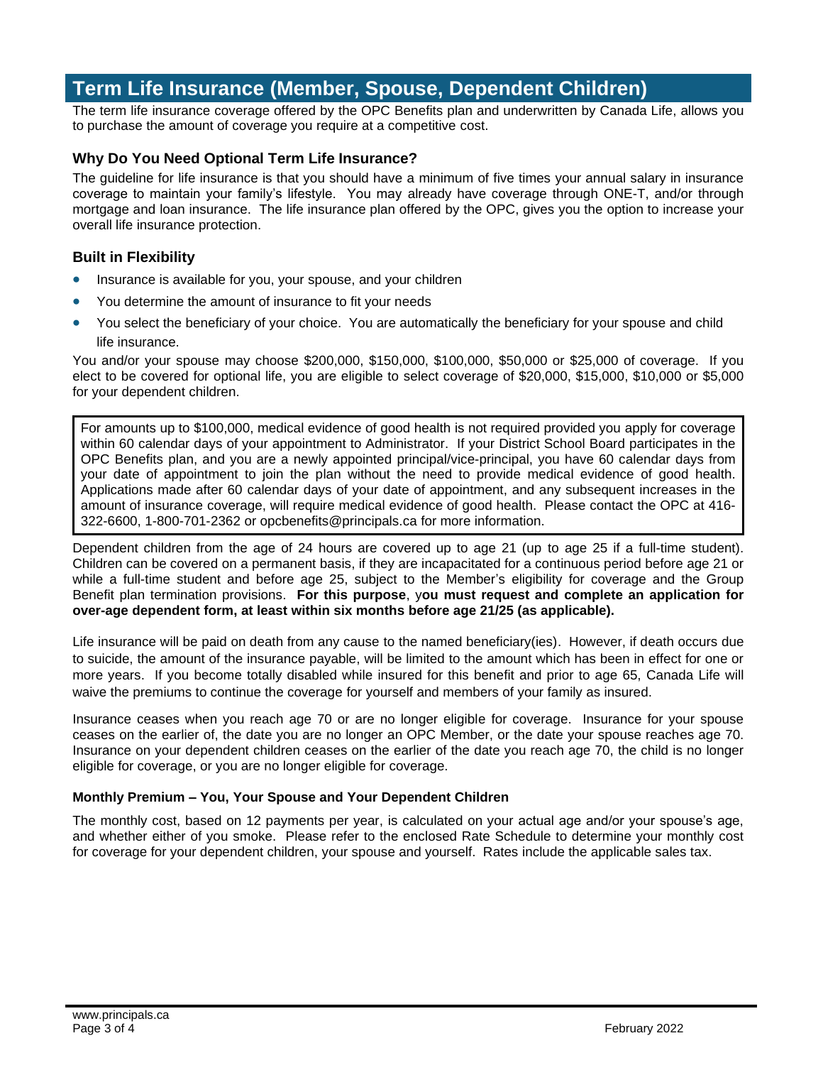# Term Life Insurance (Member, Spouse, Dependent Children)

The term life insurance coverage offered by the OPC Benefits plan and underwritten by Canada Life, allows you to purchase the amount of coverage you require at a competitive cost.

### Why Do You Need Optional Term Life Insurance?

The guideline for life insurance is that you should have a minimum of five times your annual salary in insurance coverage to maintain your family's lifestyle. You may already have coverage through ONE-T, and/or through mortgage and loan insurance. The life insurance plan offered by the OPC, gives you the option to increase your overall life insurance protection.

### Built in Flexibility

- Insurance is available for you, your spouse, and your children
- You determine the amount of insurance to fit your needs
- You select the beneficiary of your choice. You are automatically the beneficiary for your spouse and child life insurance.

You and/or your spouse may choose $200,000, $150,000, $100,000, $50,000 or $25,000 of coverage. If you elect to be covered for optional life, you are eligible to select coverage of $20,000, $15,000, $10,000 or $5,000 for your dependent children.

> For amounts up to $100,000, medical evidence of good health is not required provided you apply for coverage within 60 calendar days of your appointment to Administrator. If your District School Board participates in the OPC Benefits plan, and you are a newly appointed principal/vice-principal, you have 60 calendar days from your date of appointment to join the plan without the need to provide medical evidence of good health. Applications made after 60 calendar days of your date of appointment, and any subsequent increases in the amount of insurance coverage, will require medical evidence of good health. Please contact the OPC at 416-322-6600, 1-800-701-2362 or opcbenefits@principals.ca for more information.

Dependent children from the age of 24 hours are covered up to age 21 (up to age 25 if a full-time student). Children can be covered on a permanent basis, if they are incapacitated for a continuous period before age 21 or while a full-time student and before age 25, subject to the Member's eligibility for coverage and the Group Benefit plan termination provisions. **For this purpose**, y**ou must request and complete an application for over-age dependent form, at least within six months before age 21/25 (as applicable).**

Life insurance will be paid on death from any cause to the named beneficiary(ies). However, if death occurs due to suicide, the amount of the insurance payable, will be limited to the amount which has been in effect for one or more years. If you become totally disabled while insured for this benefit and prior to age 65, Canada Life will waive the premiums to continue the coverage for yourself and members of your family as insured.

Insurance ceases when you reach age 70 or are no longer eligible for coverage. Insurance for your spouse ceases on the earlier of, the date you are no longer an OPC Member, or the date your spouse reaches age 70. Insurance on your dependent children ceases on the earlier of the date you reach age 70, the child is no longer eligible for coverage, or you are no longer eligible for coverage.

#### Monthly Premium – You, Your Spouse and Your Dependent Children

The monthly cost, based on 12 payments per year, is calculated on your actual age and/or your spouse's age, and whether either of you smoke. Please refer to the enclosed Rate Schedule to determine your monthly cost for coverage for your dependent children, your spouse and yourself. Rates include the applicable sales tax.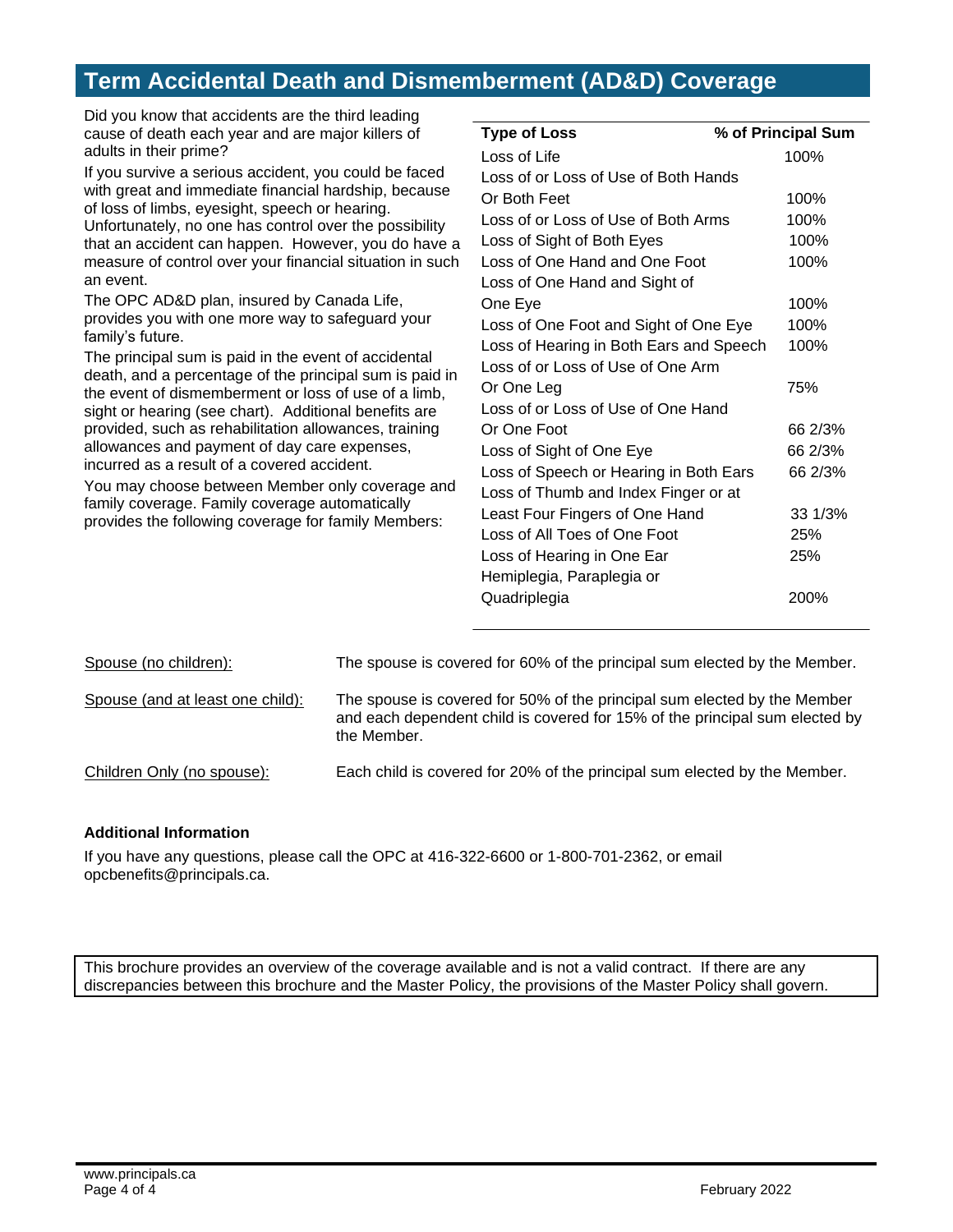# Term Accidental Death and Dismemberment (AD&D) Coverage

Did you know that accidents are the third leading cause of death each year and are major killers of adults in their prime?

If you survive a serious accident, you could be faced with great and immediate financial hardship, because of loss of limbs, eyesight, speech or hearing. Unfortunately, no one has control over the possibility that an accident can happen. However, you do have a measure of control over your financial situation in such an event.

The OPC AD&D plan, insured by Canada Life, provides you with one more way to safeguard your family's future.

The principal sum is paid in the event of accidental death, and a percentage of the principal sum is paid in the event of dismemberment or loss of use of a limb, sight or hearing (see chart). Additional benefits are provided, such as rehabilitation allowances, training allowances and payment of day care expenses, incurred as a result of a covered accident.

You may choose between Member only coverage and family coverage. Family coverage automatically provides the following coverage for family Members:

| Type of Loss | % of Principal Sum |
|---|---|
| Loss of Life | 100% |
| Loss of or Loss of Use of Both Hands Or Both Feet | 100% |
| Loss of or Loss of Use of Both Arms | 100% |
| Loss of Sight of Both Eyes | 100% |
| Loss of One Hand and One Foot | 100% |
| Loss of One Hand and Sight of One Eye | 100% |
| Loss of One Foot and Sight of One Eye | 100% |
| Loss of Hearing in Both Ears and Speech | 100% |
| Loss of or Loss of Use of One Arm Or One Leg | 75% |
| Loss of or Loss of Use of One Hand Or One Foot | 66 2/3% |
| Loss of Sight of One Eye | 66 2/3% |
| Loss of Speech or Hearing in Both Ears | 66 2/3% |
| Loss of Thumb and Index Finger or at Least Four Fingers of One Hand | 33 1/3% |
| Loss of All Toes of One Foot | 25% |
| Loss of Hearing in One Ear | 25% |
| Hemiplegia, Paraplegia or Quadriplegia | 200% |

| | |
|---|---|
| Spouse (no children): | The spouse is covered for 60% of the principal sum elected by the Member. |
| Spouse (and at least one child): | The spouse is covered for 50% of the principal sum elected by the Member and each dependent child is covered for 15% of the principal sum elected by the Member. |
| Children Only (no spouse): | Each child is covered for 20% of the principal sum elected by the Member. |

**Additional Information**

If you have any questions, please call the OPC at 416-322-6600 or 1-800-701-2362, or email opcbenefits@principals.ca.

This brochure provides an overview of the coverage available and is not a valid contract. If there are any discrepancies between this brochure and the Master Policy, the provisions of the Master Policy shall govern.